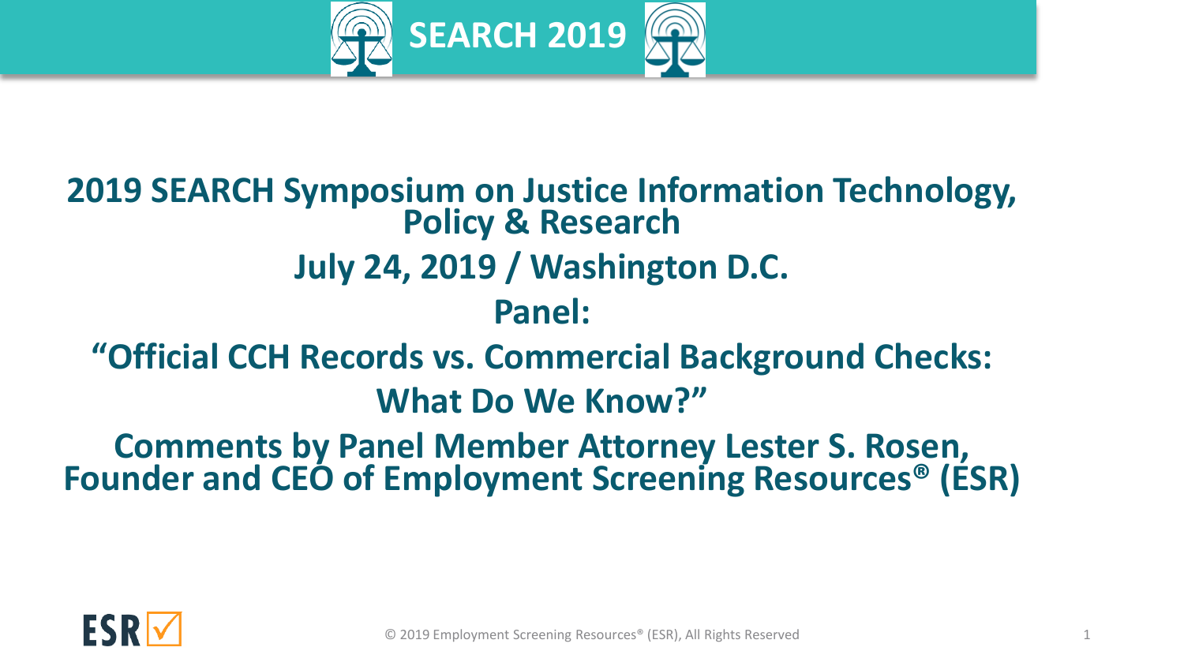# SEARCH 2019

# 2019 SEARCH Symposium on Justice Information Technology, Policy & Research

## July 24, 2019 / Washington D.C.

## Panel:

## "Official CCH Records vs. Commercial Background Checks: What Do We Know?"

## Comments by Panel Member Attorney Lester S. Rosen, Founder and CEO of Employment Screening Resources® (ESR)

ESR

© 2019 Employment Screening Resources® (ESR), All Rights Reserved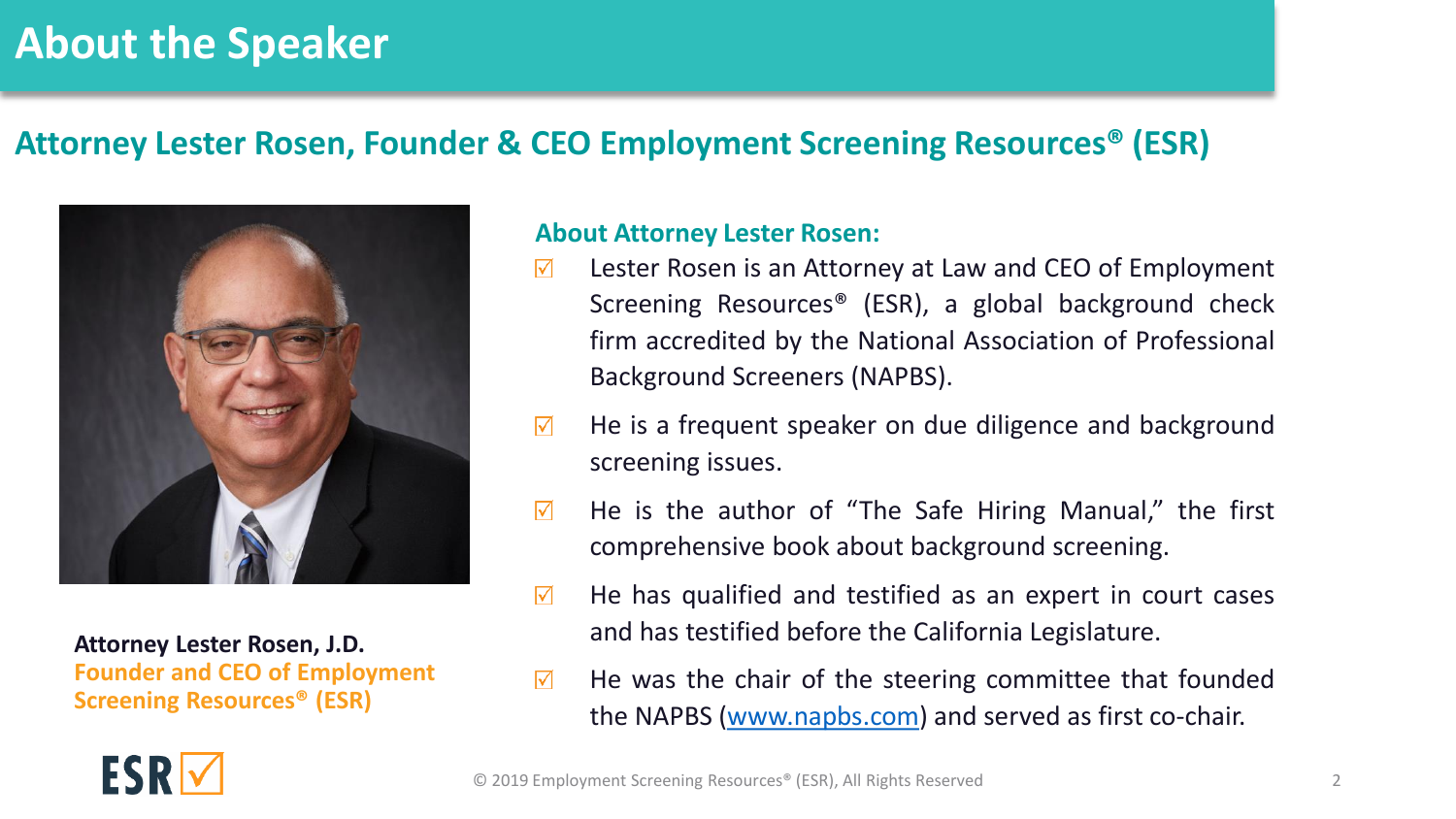# About the Speaker

## Attorney Lester Rosen, Founder & CEO Employment Screening Resources® (ESR)

**Attorney Lester Rosen, J.D.**
**Founder and CEO of Employment Screening Resources® (ESR)**

### About Attorney Lester Rosen:

- ☑ Lester Rosen is an Attorney at Law and CEO of Employment Screening Resources® (ESR), a global background check firm accredited by the National Association of Professional Background Screeners (NAPBS).
- ☑ He is a frequent speaker on due diligence and background screening issues.
- ☑ He is the author of "The Safe Hiring Manual," the first comprehensive book about background screening.
- ☑ He has qualified and testified as an expert in court cases and has testified before the California Legislature.
- ☑ He was the chair of the steering committee that founded the NAPBS (www.napbs.com) and served as first co-chair.

© 2019 Employment Screening Resources® (ESR), All Rights Reserved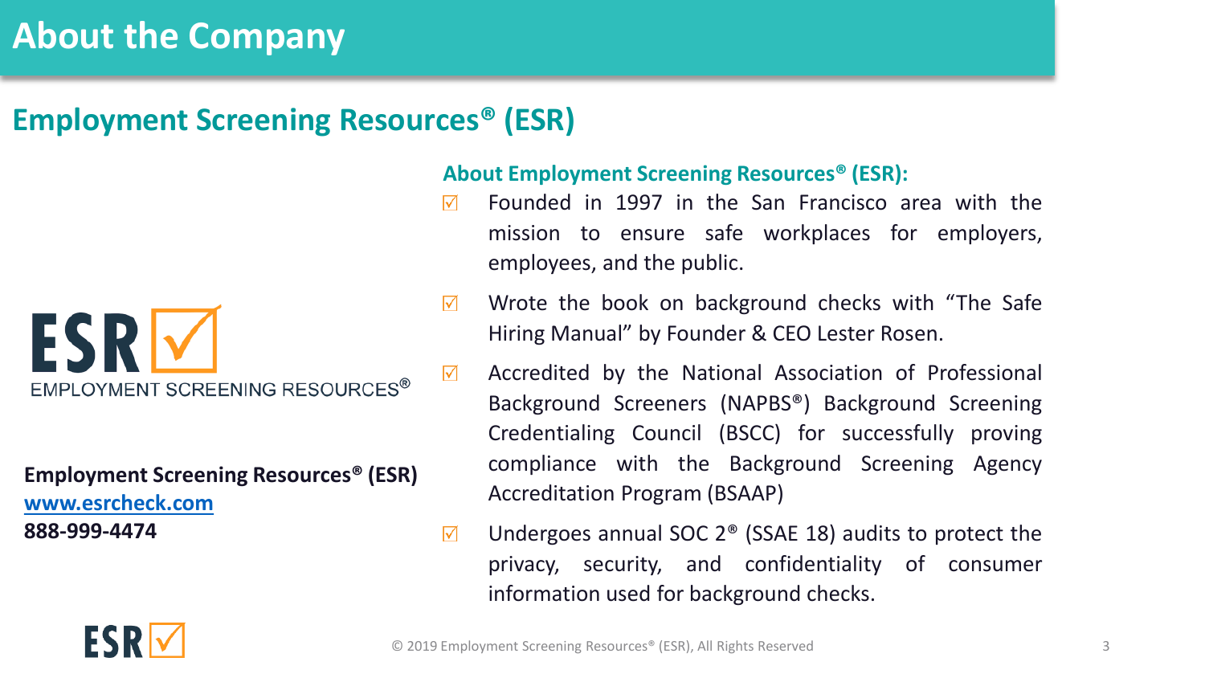# About the Company

## Employment Screening Resources® (ESR)

ESR
EMPLOYMENT SCREENING RESOURCES®

**Employment Screening Resources® (ESR)**
**www.esrcheck.com**
**888-999-4474**

### About Employment Screening Resources® (ESR):

- ☑ Founded in 1997 in the San Francisco area with the mission to ensure safe workplaces for employers, employees, and the public.
- ☑ Wrote the book on background checks with "The Safe Hiring Manual" by Founder & CEO Lester Rosen.
- ☑ Accredited by the National Association of Professional Background Screeners (NAPBS®) Background Screening Credentialing Council (BSCC) for successfully proving compliance with the Background Screening Agency Accreditation Program (BSAAP)
- ☑ Undergoes annual SOC 2® (SSAE 18) audits to protect the privacy, security, and confidentiality of consumer information used for background checks.

© 2019 Employment Screening Resources® (ESR), All Rights Reserved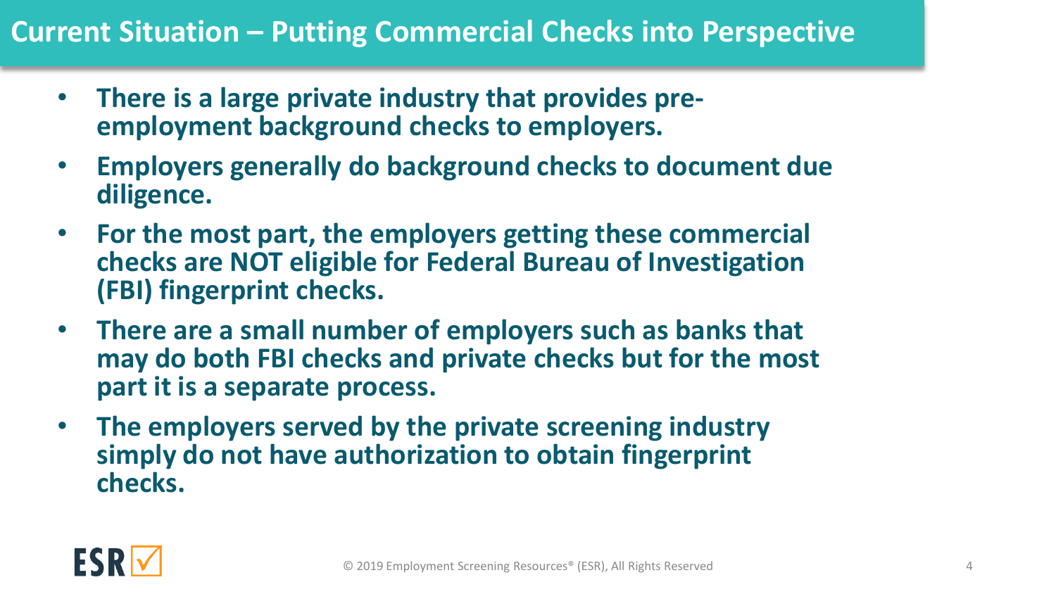# Current Situation – Putting Commercial Checks into Perspective

- **There is a large private industry that provides pre-employment background checks to employers.**
- **Employers generally do background checks to document due diligence.**
- **For the most part, the employers getting these commercial checks are NOT eligible for Federal Bureau of Investigation (FBI) fingerprint checks.**
- **There are a small number of employers such as banks that may do both FBI checks and private checks but for the most part it is a separate process.**
- **The employers served by the private screening industry simply do not have authorization to obtain fingerprint checks.**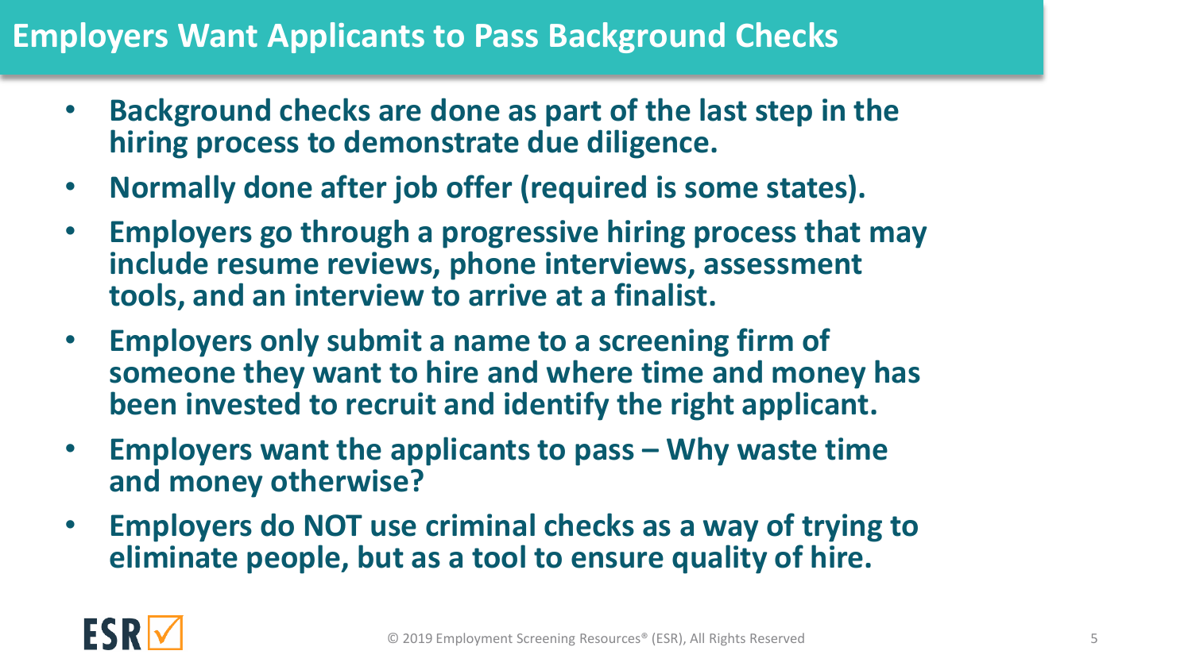# Employers Want Applicants to Pass Background Checks

- **Background checks are done as part of the last step in the hiring process to demonstrate due diligence.**
- **Normally done after job offer (required is some states).**
- **Employers go through a progressive hiring process that may include resume reviews, phone interviews, assessment tools, and an interview to arrive at a finalist.**
- **Employers only submit a name to a screening firm of someone they want to hire and where time and money has been invested to recruit and identify the right applicant.**
- **Employers want the applicants to pass – Why waste time and money otherwise?**
- **Employers do NOT use criminal checks as a way of trying to eliminate people, but as a tool to ensure quality of hire.**

© 2019 Employment Screening Resources® (ESR), All Rights Reserved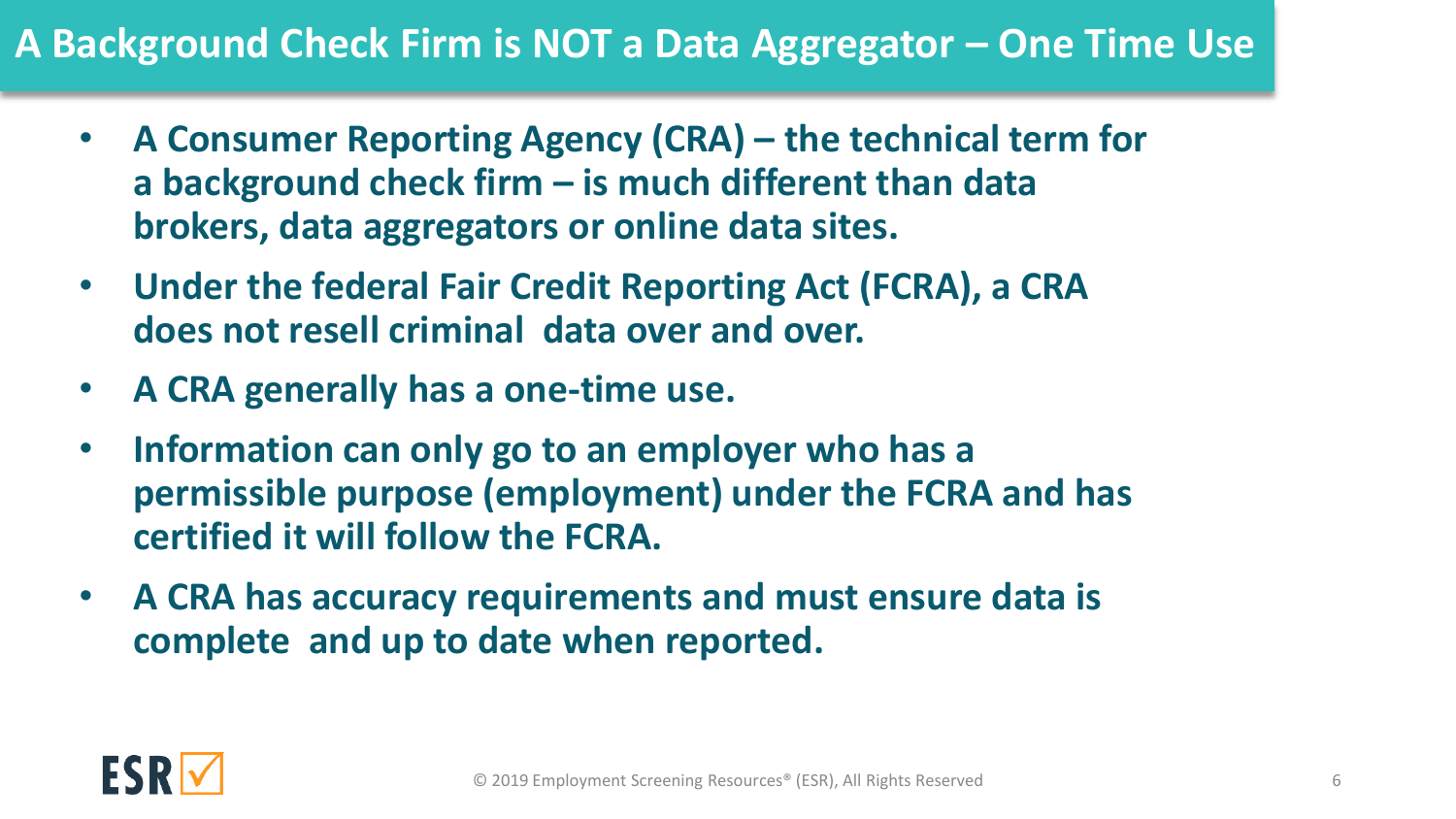# A Background Check Firm is NOT a Data Aggregator – One Time Use

- **A Consumer Reporting Agency (CRA) – the technical term for a background check firm – is much different than data brokers, data aggregators or online data sites.**
- **Under the federal Fair Credit Reporting Act (FCRA), a CRA does not resell criminal data over and over.**
- **A CRA generally has a one-time use.**
- **Information can only go to an employer who has a permissible purpose (employment) under the FCRA and has certified it will follow the FCRA.**
- **A CRA has accuracy requirements and must ensure data is complete and up to date when reported.**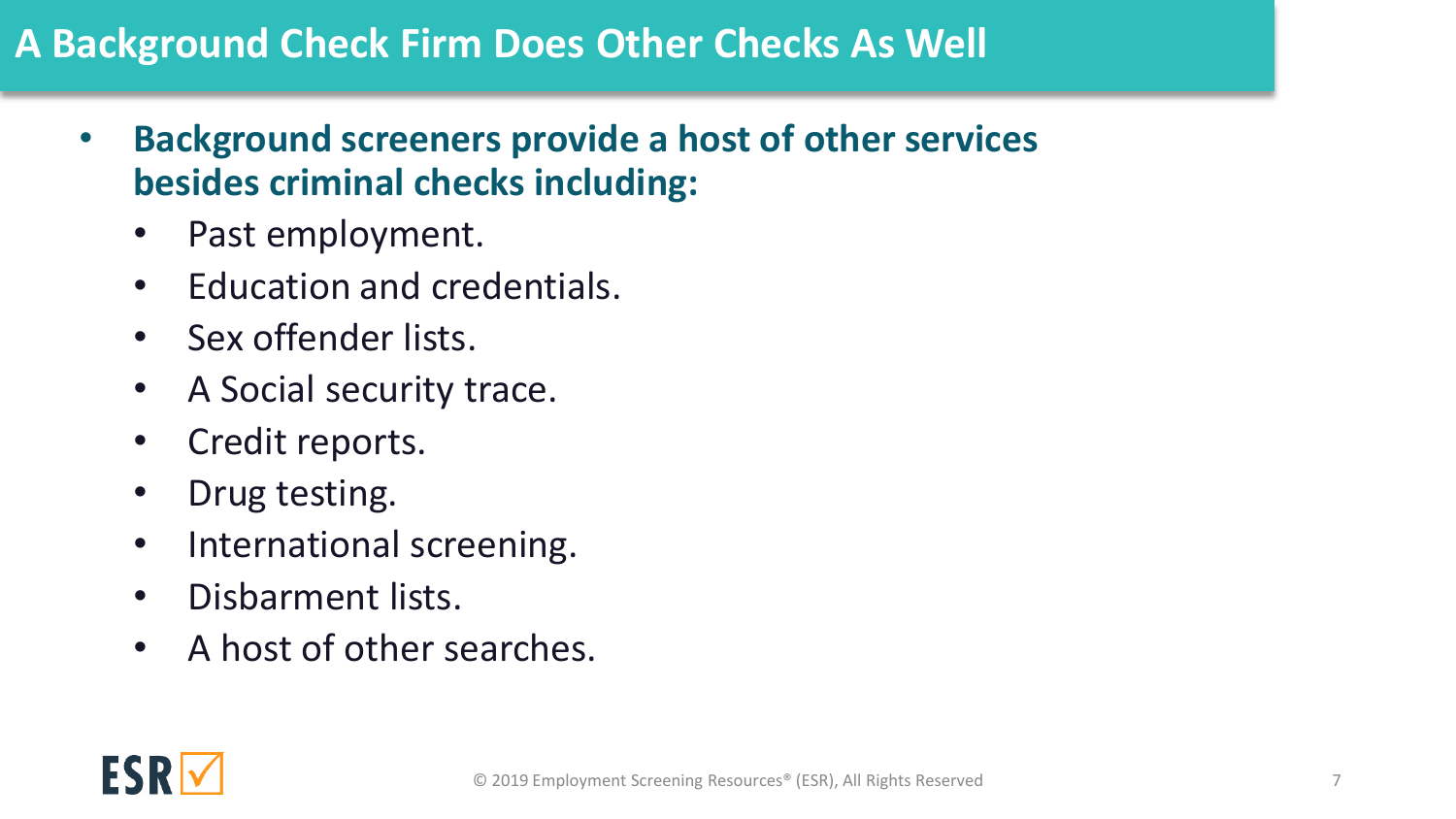# A Background Check Firm Does Other Checks As Well

- **Background screeners provide a host of other services besides criminal checks including:**
  - Past employment.
  - Education and credentials.
  - Sex offender lists.
  - A Social security trace.
  - Credit reports.
  - Drug testing.
  - International screening.
  - Disbarment lists.
  - A host of other searches.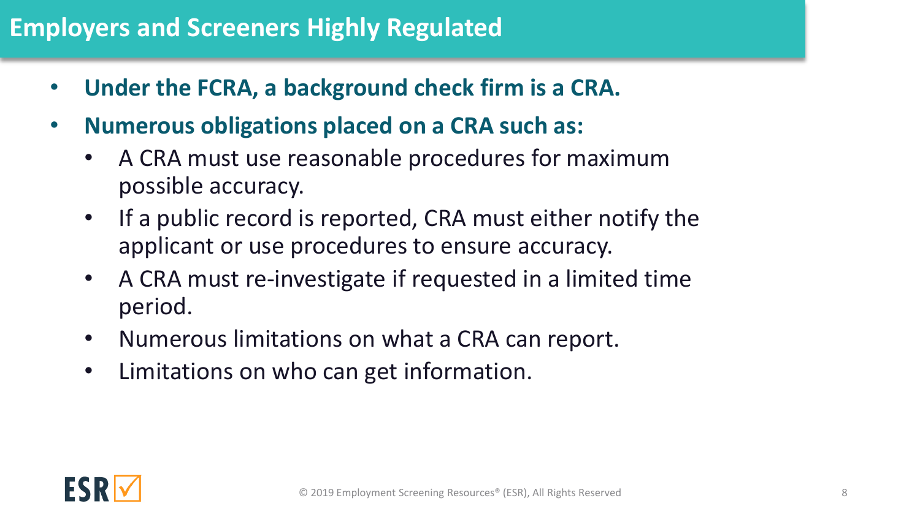# Employers and Screeners Highly Regulated

- **Under the FCRA, a background check firm is a CRA.**
- **Numerous obligations placed on a CRA such as:**
  - A CRA must use reasonable procedures for maximum possible accuracy.
  - If a public record is reported, CRA must either notify the applicant or use procedures to ensure accuracy.
  - A CRA must re-investigate if requested in a limited time period.
  - Numerous limitations on what a CRA can report.
  - Limitations on who can get information.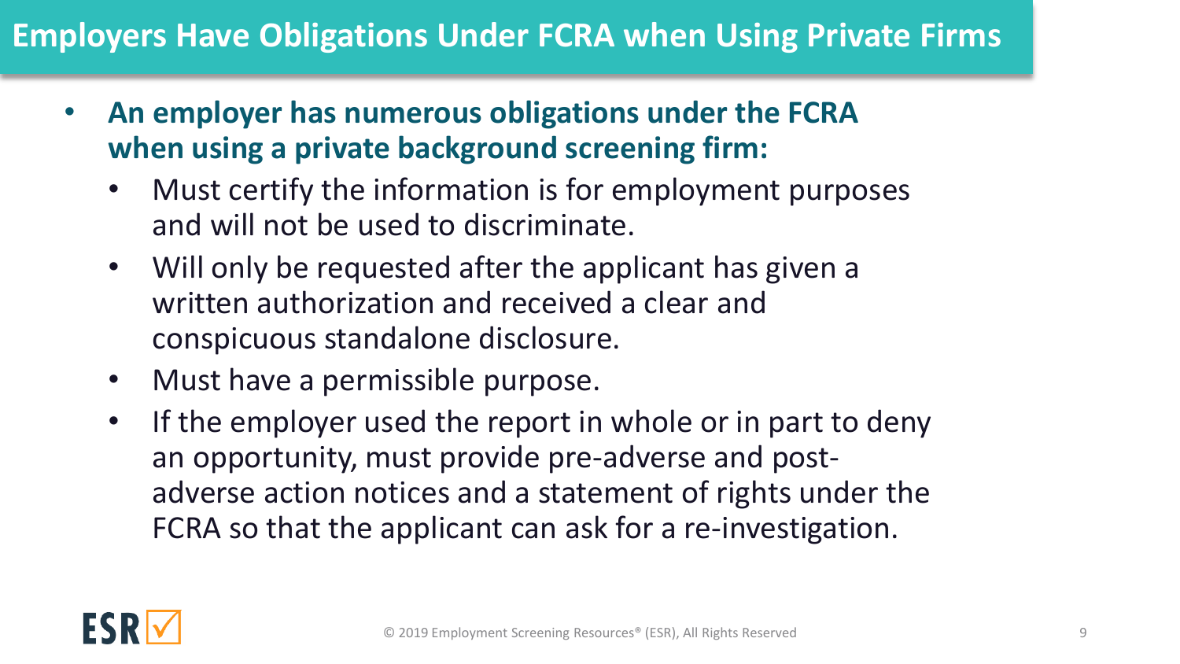# Employers Have Obligations Under FCRA when Using Private Firms

- **An employer has numerous obligations under the FCRA when using a private background screening firm:**
  - Must certify the information is for employment purposes and will not be used to discriminate.
  - Will only be requested after the applicant has given a written authorization and received a clear and conspicuous standalone disclosure.
  - Must have a permissible purpose.
  - If the employer used the report in whole or in part to deny an opportunity, must provide pre-adverse and post-adverse action notices and a statement of rights under the FCRA so that the applicant can ask for a re-investigation.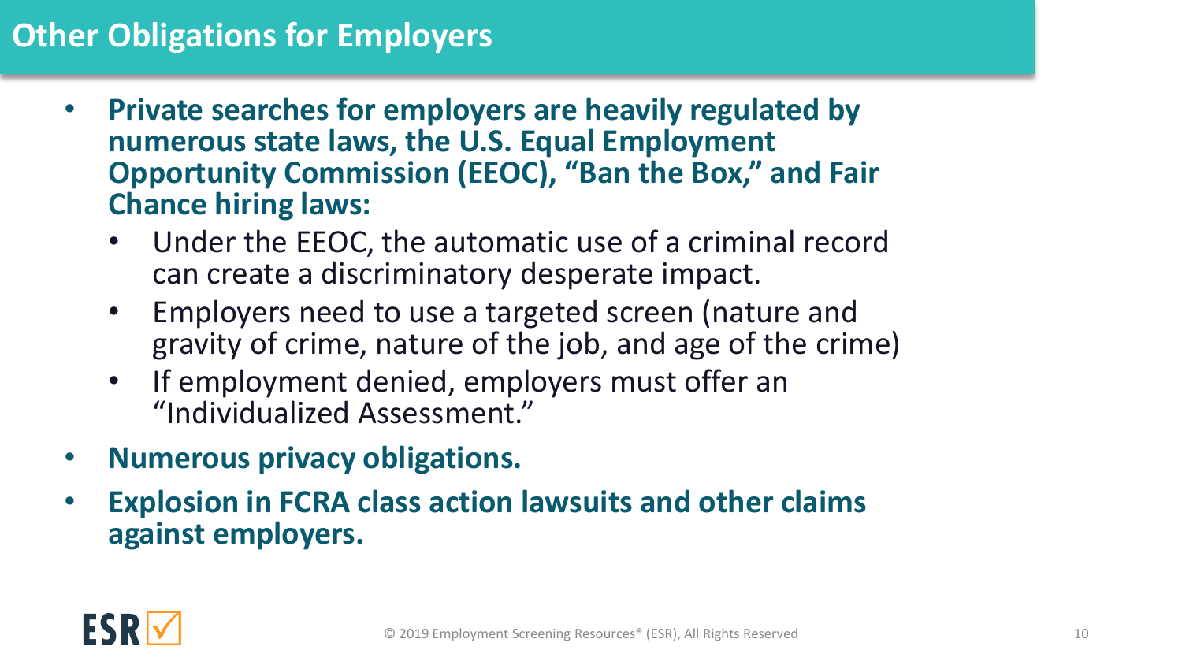## Other Obligations for Employers

- **Private searches for employers are heavily regulated by numerous state laws, the U.S. Equal Employment Opportunity Commission (EEOC), "Ban the Box," and Fair Chance hiring laws:**
  - Under the EEOC, the automatic use of a criminal record can create a discriminatory desperate impact.
  - Employers need to use a targeted screen (nature and gravity of crime, nature of the job, and age of the crime)
  - If employment denied, employers must offer an "Individualized Assessment."
- **Numerous privacy obligations.**
- **Explosion in FCRA class action lawsuits and other claims against employers.**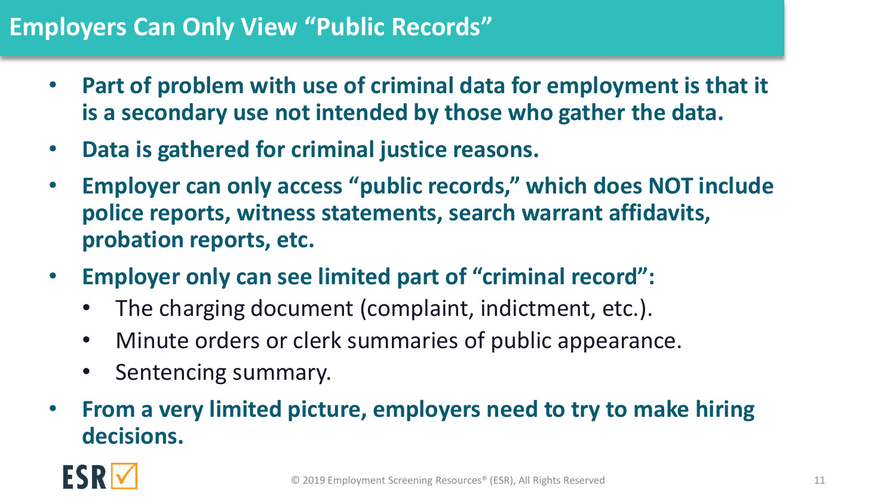# Employers Can Only View "Public Records"

- **Part of problem with use of criminal data for employment is that it is a secondary use not intended by those who gather the data.**
- **Data is gathered for criminal justice reasons.**
- **Employer can only access "public records," which does NOT include police reports, witness statements, search warrant affidavits, probation reports, etc.**
- **Employer only can see limited part of "criminal record":**
  - The charging document (complaint, indictment, etc.).
  - Minute orders or clerk summaries of public appearance.
  - Sentencing summary.
- **From a very limited picture, employers need to try to make hiring decisions.**

© 2019 Employment Screening Resources® (ESR), All Rights Reserved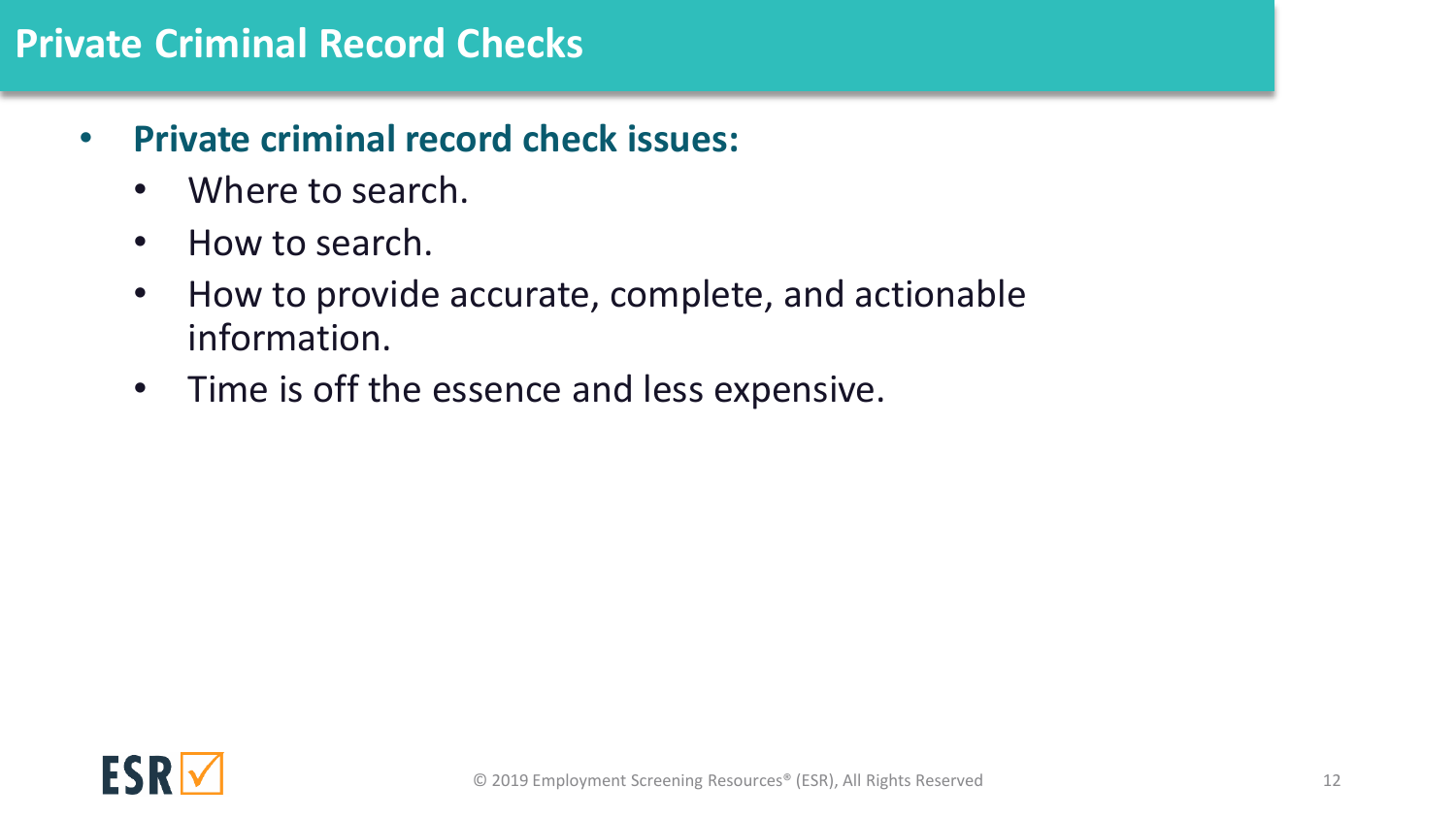# Private Criminal Record Checks

- **Private criminal record check issues:**
  - Where to search.
  - How to search.
  - How to provide accurate, complete, and actionable information.
  - Time is off the essence and less expensive.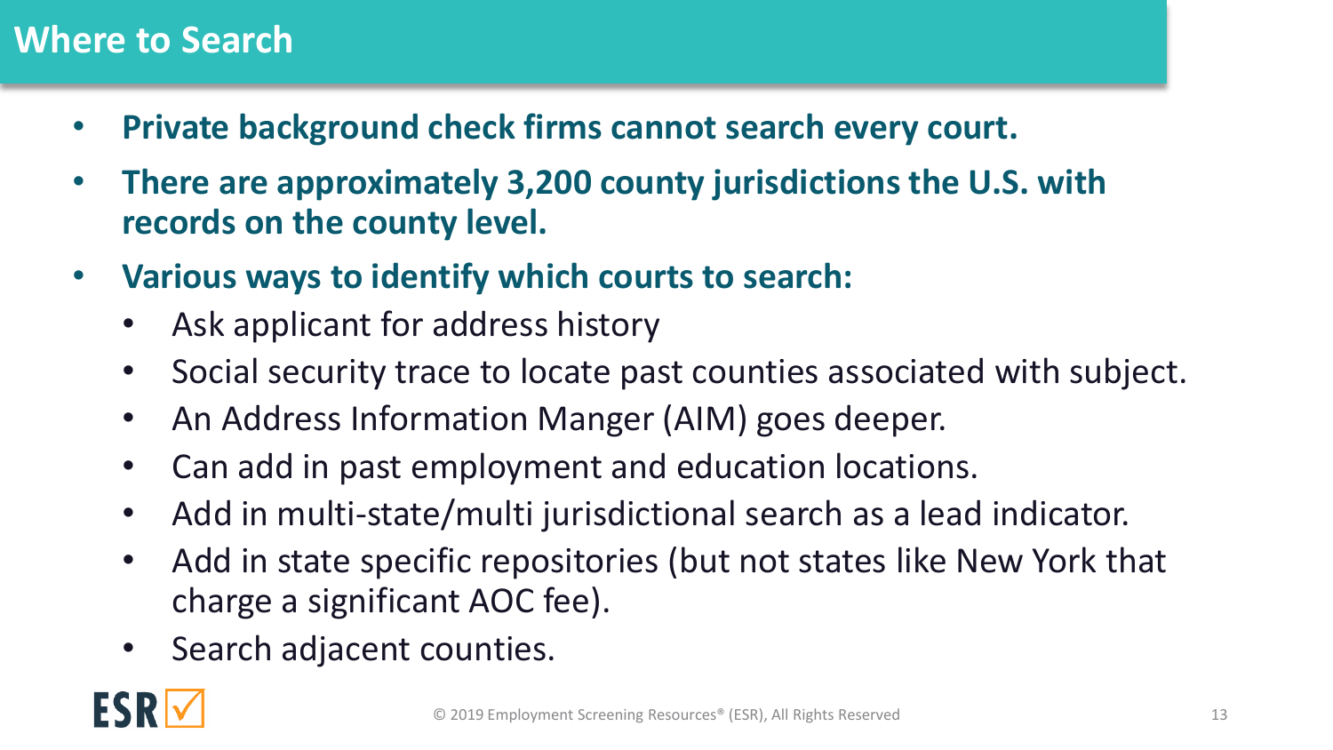# Where to Search

- **Private background check firms cannot search every court.**
- **There are approximately 3,200 county jurisdictions the U.S. with records on the county level.**
- **Various ways to identify which courts to search:**
  - Ask applicant for address history
  - Social security trace to locate past counties associated with subject.
  - An Address Information Manger (AIM) goes deeper.
  - Can add in past employment and education locations.
  - Add in multi-state/multi jurisdictional search as a lead indicator.
  - Add in state specific repositories (but not states like New York that charge a significant AOC fee).
  - Search adjacent counties.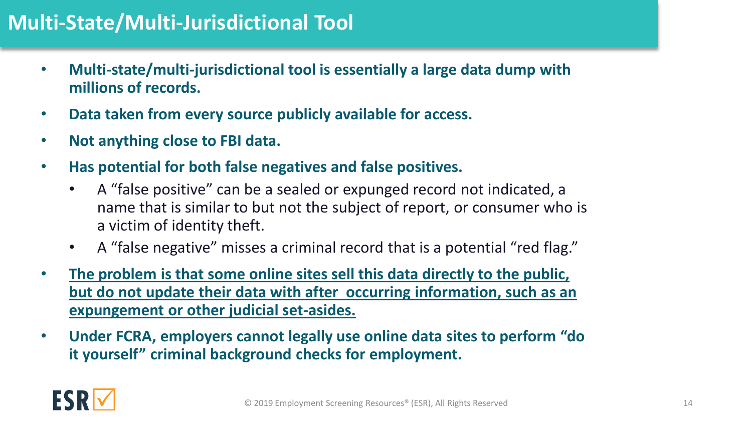# Multi-State/Multi-Jurisdictional Tool

- **Multi-state/multi-jurisdictional tool is essentially a large data dump with millions of records.**
- **Data taken from every source publicly available for access.**
- **Not anything close to FBI data.**
- **Has potential for both false negatives and false positives.**
  - A “false positive” can be a sealed or expunged record not indicated, a name that is similar to but not the subject of report, or consumer who is a victim of identity theft.
  - A “false negative” misses a criminal record that is a potential “red flag.”
- **<u>The problem is that some online sites sell this data directly to the public, but do not update their data with after occurring information, such as an expungement or other judicial set-asides.</u>**
- **Under FCRA, employers cannot legally use online data sites to perform “do it yourself” criminal background checks for employment.**

© 2019 Employment Screening Resources® (ESR), All Rights Reserved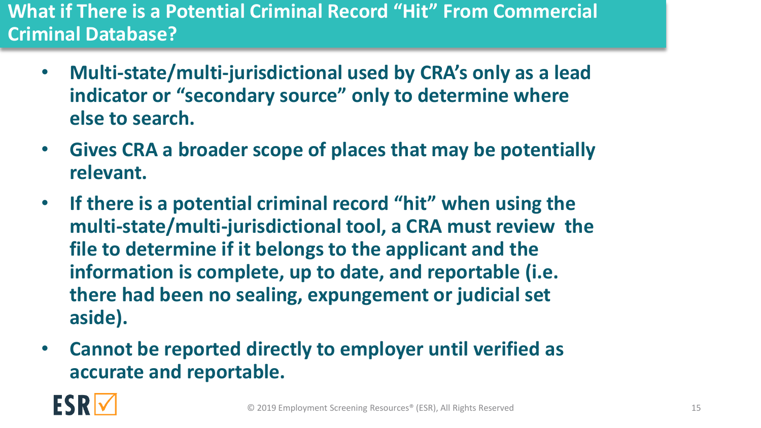# What if There is a Potential Criminal Record "Hit" From Commercial Criminal Database?

- **Multi-state/multi-jurisdictional used by CRA's only as a lead indicator or "secondary source" only to determine where else to search.**
- **Gives CRA a broader scope of places that may be potentially relevant.**
- **If there is a potential criminal record "hit" when using the multi-state/multi-jurisdictional tool, a CRA must review the file to determine if it belongs to the applicant and the information is complete, up to date, and reportable (i.e. there had been no sealing, expungement or judicial set aside).**
- **Cannot be reported directly to employer until verified as accurate and reportable.**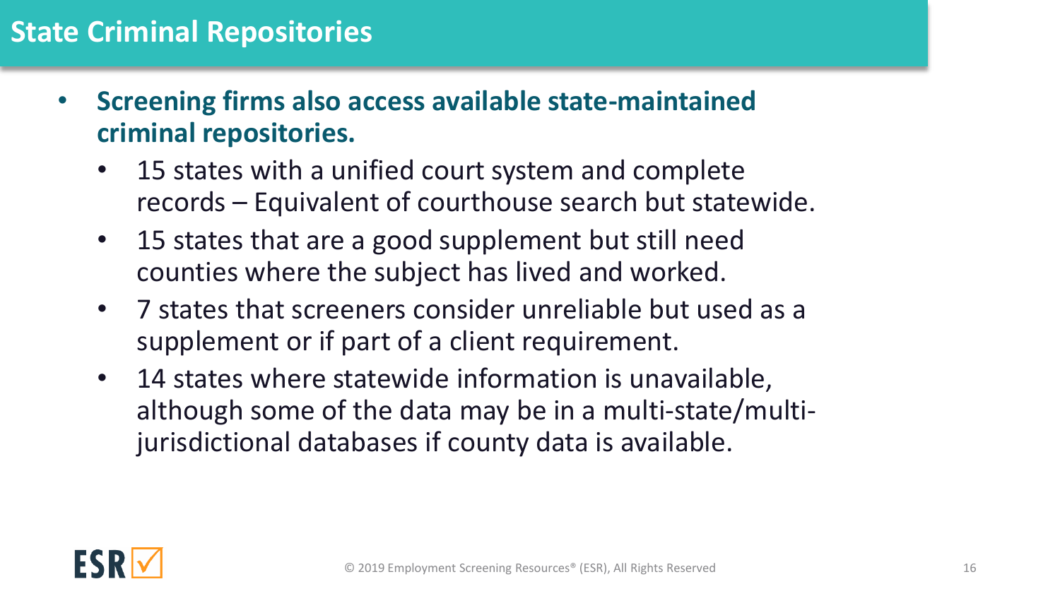# State Criminal Repositories

- **Screening firms also access available state-maintained criminal repositories.**
  - 15 states with a unified court system and complete records – Equivalent of courthouse search but statewide.
  - 15 states that are a good supplement but still need counties where the subject has lived and worked.
  - 7 states that screeners consider unreliable but used as a supplement or if part of a client requirement.
  - 14 states where statewide information is unavailable, although some of the data may be in a multi-state/multi-jurisdictional databases if county data is available.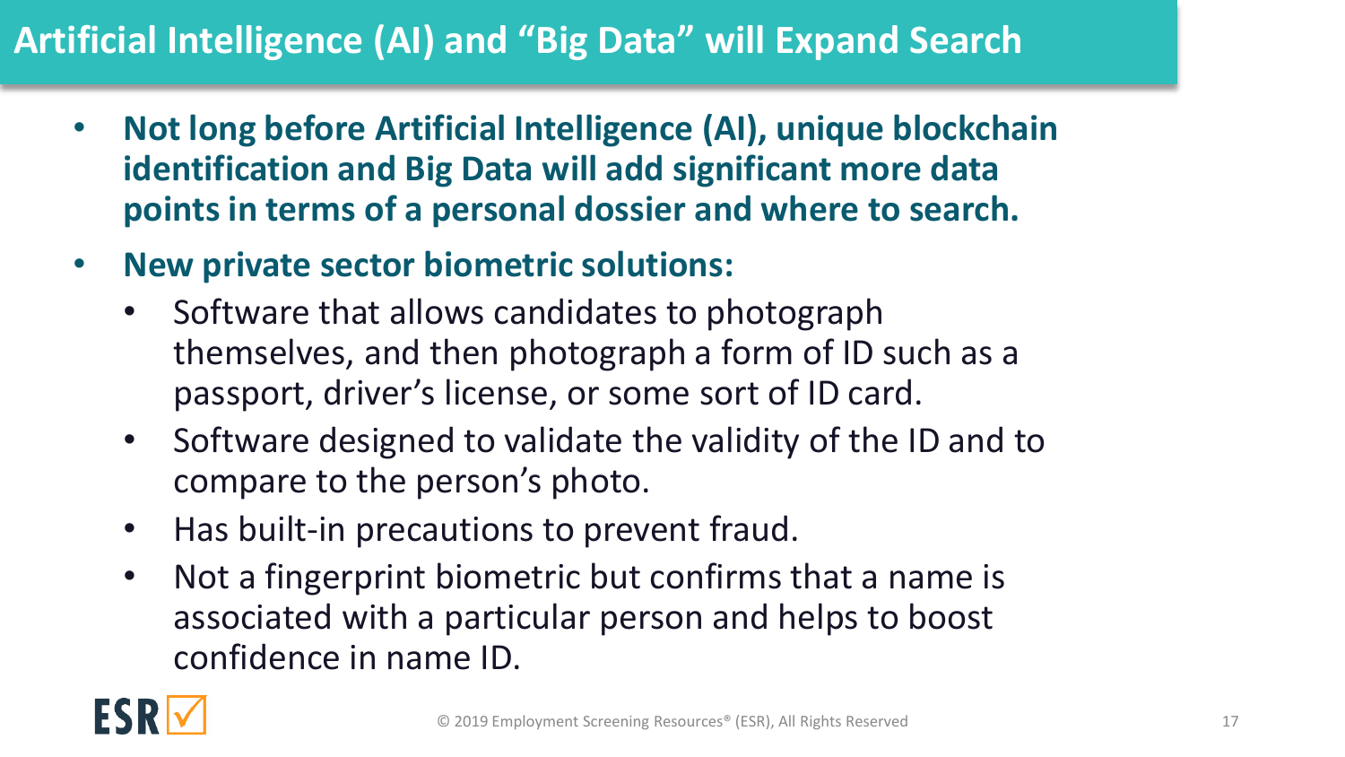# Artificial Intelligence (AI) and "Big Data" will Expand Search

- **Not long before Artificial Intelligence (AI), unique blockchain identification and Big Data will add significant more data points in terms of a personal dossier and where to search.**
- **New private sector biometric solutions:**
  - Software that allows candidates to photograph themselves, and then photograph a form of ID such as a passport, driver's license, or some sort of ID card.
  - Software designed to validate the validity of the ID and to compare to the person's photo.
  - Has built-in precautions to prevent fraud.
  - Not a fingerprint biometric but confirms that a name is associated with a particular person and helps to boost confidence in name ID.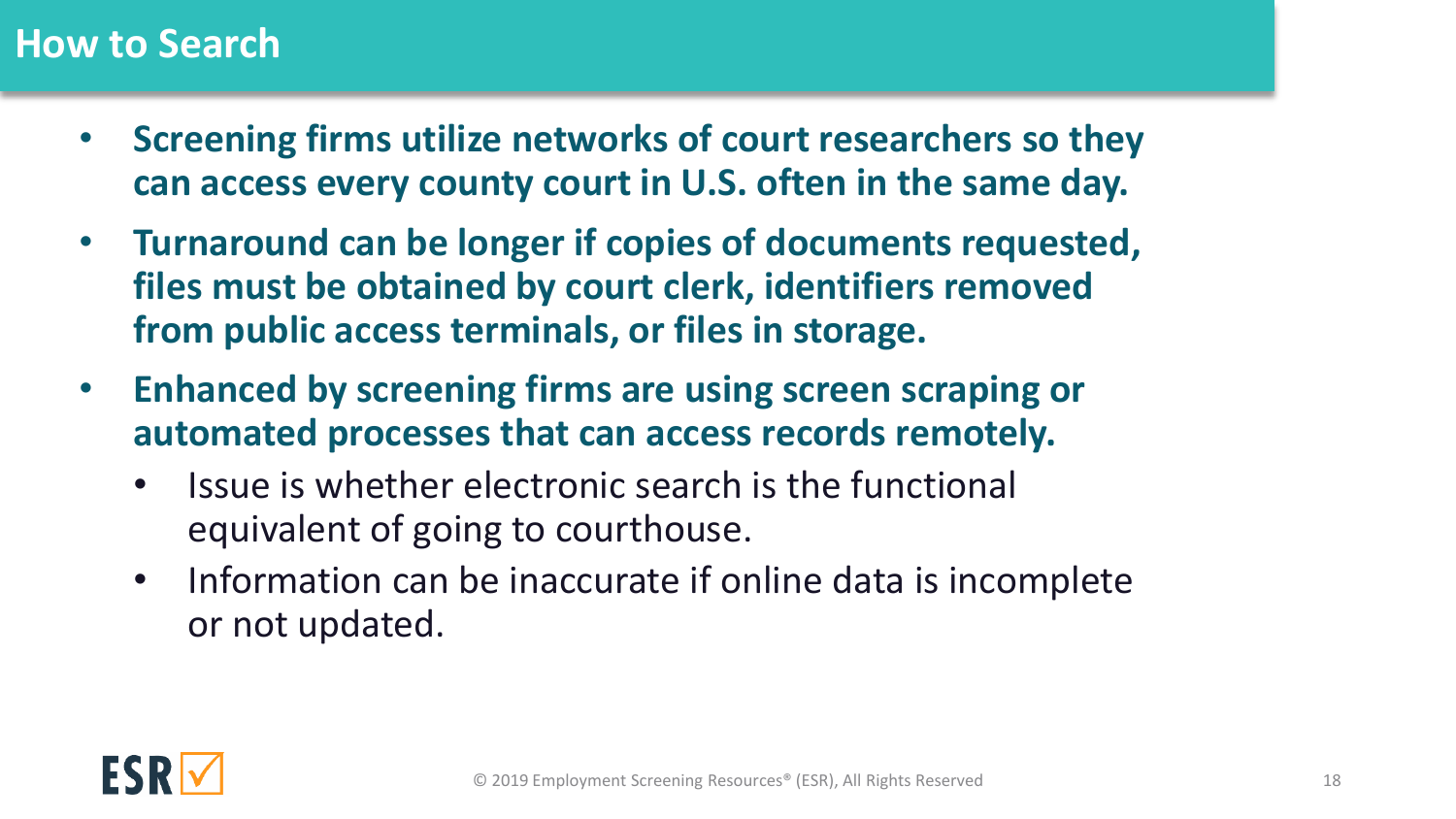# How to Search

- **Screening firms utilize networks of court researchers so they can access every county court in U.S. often in the same day.**
- **Turnaround can be longer if copies of documents requested, files must be obtained by court clerk, identifiers removed from public access terminals, or files in storage.**
- **Enhanced by screening firms are using screen scraping or automated processes that can access records remotely.**
  - Issue is whether electronic search is the functional equivalent of going to courthouse.
  - Information can be inaccurate if online data is incomplete or not updated.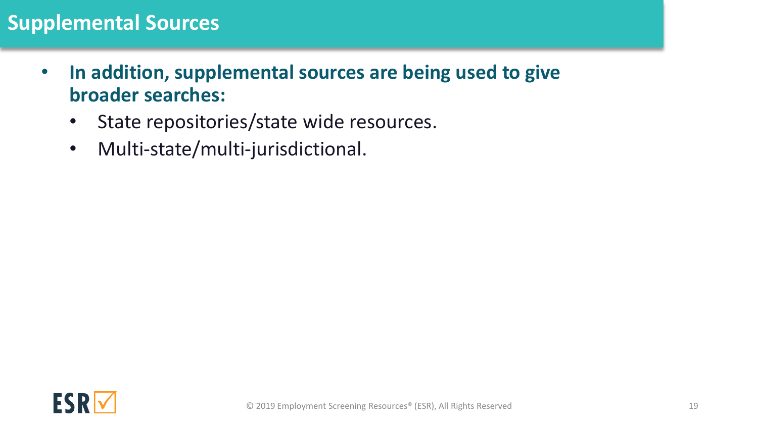# Supplemental Sources

- **In addition, supplemental sources are being used to give broader searches:**
  - State repositories/state wide resources.
  - Multi-state/multi-jurisdictional.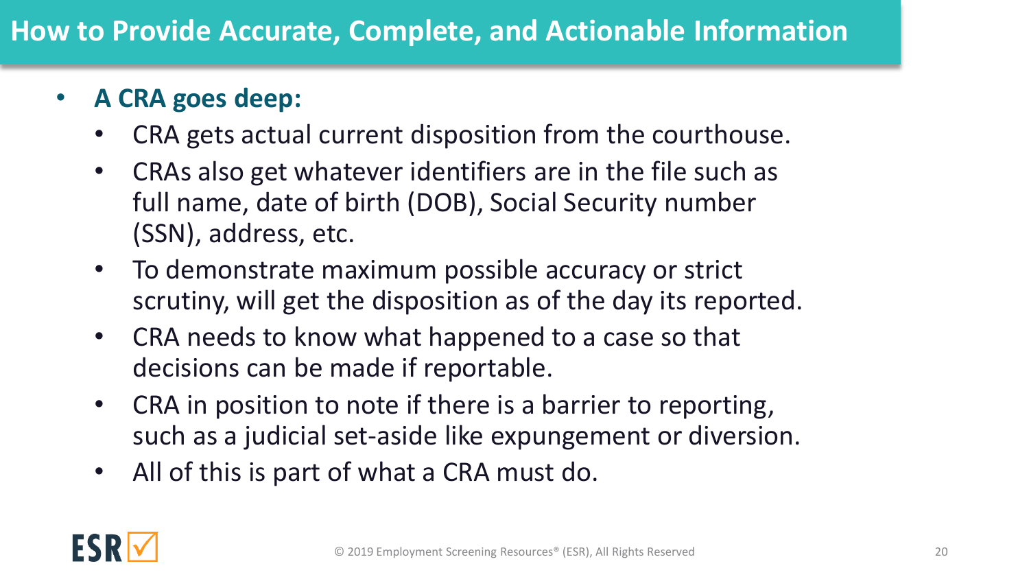# How to Provide Accurate, Complete, and Actionable Information

- **A CRA goes deep:**
  - CRA gets actual current disposition from the courthouse.
  - CRAs also get whatever identifiers are in the file such as full name, date of birth (DOB), Social Security number (SSN), address, etc.
  - To demonstrate maximum possible accuracy or strict scrutiny, will get the disposition as of the day its reported.
  - CRA needs to know what happened to a case so that decisions can be made if reportable.
  - CRA in position to note if there is a barrier to reporting, such as a judicial set-aside like expungement or diversion.
  - All of this is part of what a CRA must do.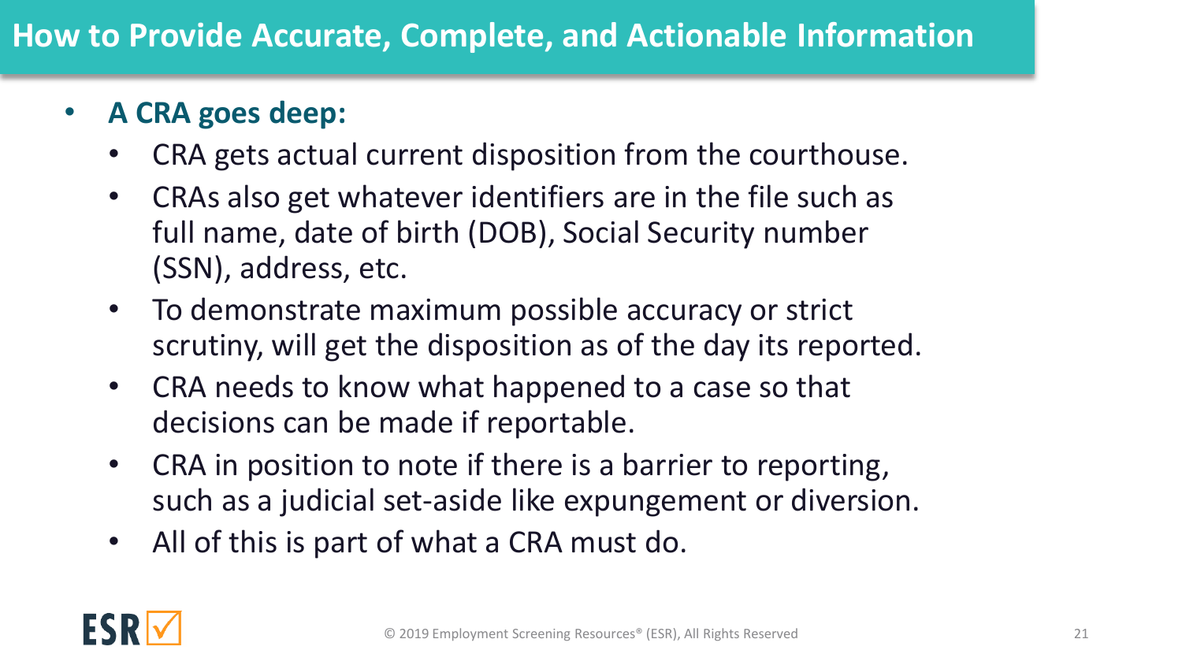# How to Provide Accurate, Complete, and Actionable Information

- **A CRA goes deep:**
  - CRA gets actual current disposition from the courthouse.
  - CRAs also get whatever identifiers are in the file such as full name, date of birth (DOB), Social Security number (SSN), address, etc.
  - To demonstrate maximum possible accuracy or strict scrutiny, will get the disposition as of the day its reported.
  - CRA needs to know what happened to a case so that decisions can be made if reportable.
  - CRA in position to note if there is a barrier to reporting, such as a judicial set-aside like expungement or diversion.
  - All of this is part of what a CRA must do.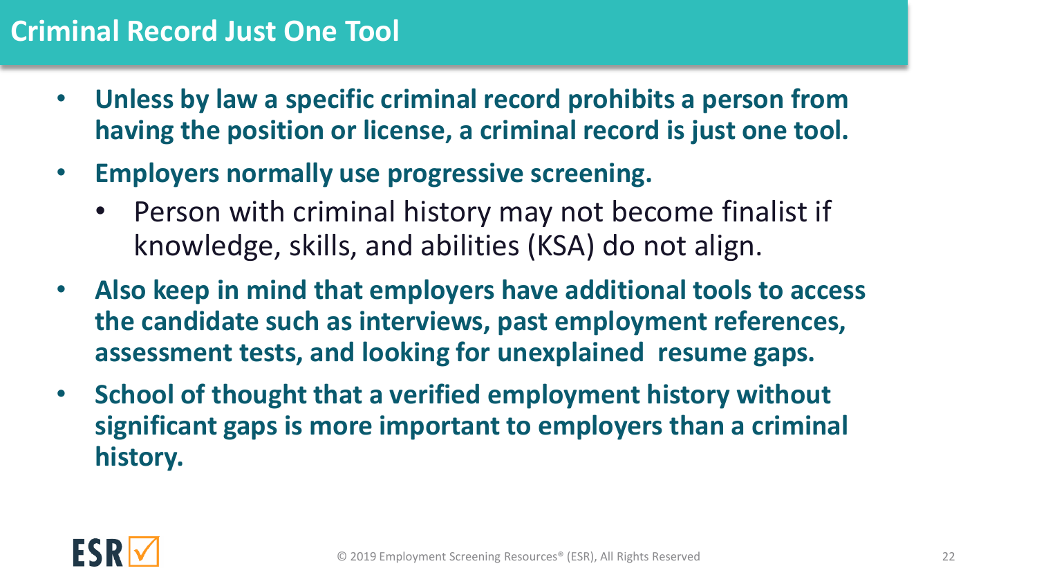# Criminal Record Just One Tool

- **Unless by law a specific criminal record prohibits a person from having the position or license, a criminal record is just one tool.**
- **Employers normally use progressive screening.**
  - Person with criminal history may not become finalist if knowledge, skills, and abilities (KSA) do not align.
- **Also keep in mind that employers have additional tools to access the candidate such as interviews, past employment references, assessment tests, and looking for unexplained resume gaps.**
- **School of thought that a verified employment history without significant gaps is more important to employers than a criminal history.**

© 2019 Employment Screening Resources® (ESR), All Rights Reserved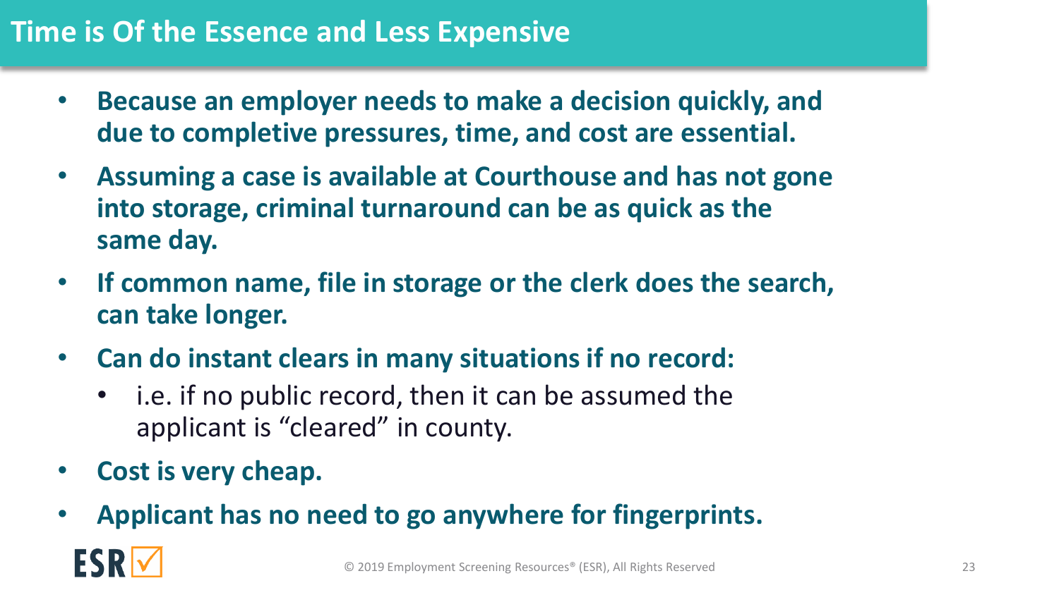# Time is Of the Essence and Less Expensive

- **Because an employer needs to make a decision quickly, and due to completive pressures, time, and cost are essential.**
- **Assuming a case is available at Courthouse and has not gone into storage, criminal turnaround can be as quick as the same day.**
- **If common name, file in storage or the clerk does the search, can take longer.**
- **Can do instant clears in many situations if no record:**
  - i.e. if no public record, then it can be assumed the applicant is "cleared" in county.
- **Cost is very cheap.**
- **Applicant has no need to go anywhere for fingerprints.**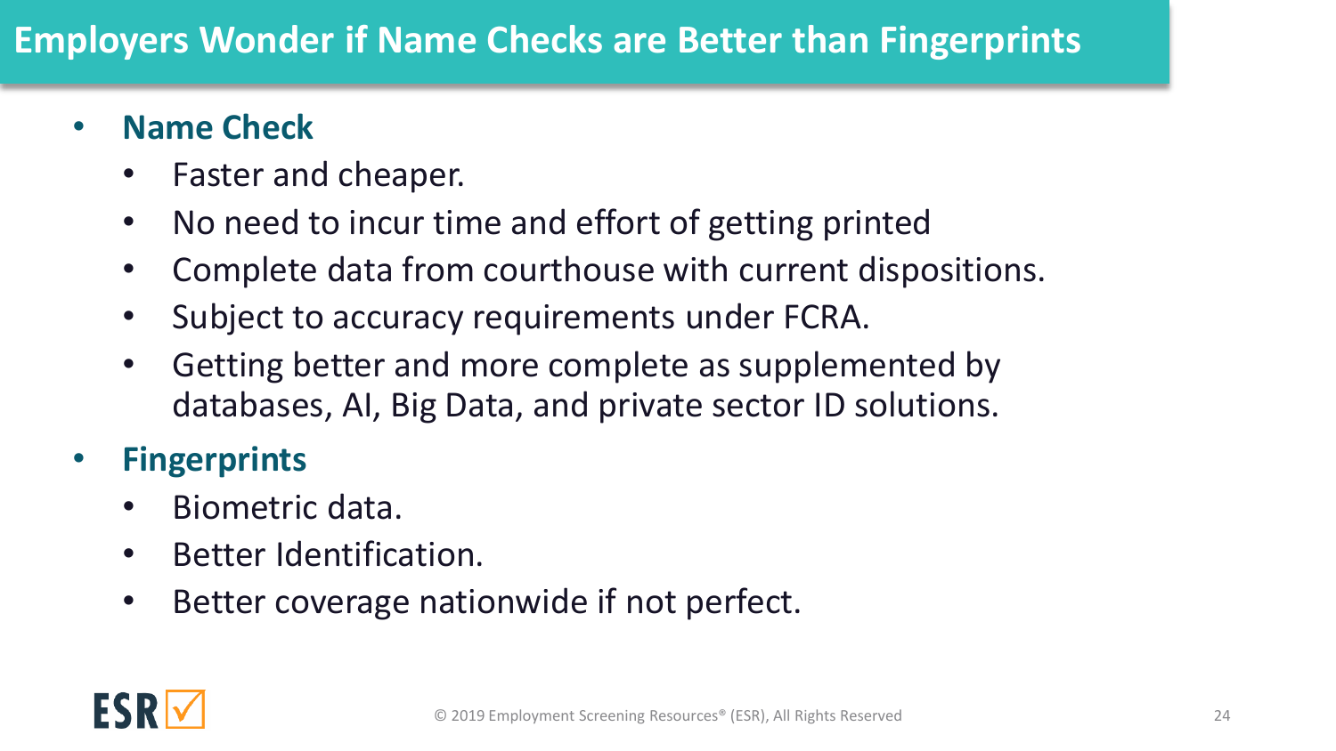# Employers Wonder if Name Checks are Better than Fingerprints

- **Name Check**
  - Faster and cheaper.
  - No need to incur time and effort of getting printed
  - Complete data from courthouse with current dispositions.
  - Subject to accuracy requirements under FCRA.
  - Getting better and more complete as supplemented by databases, AI, Big Data, and private sector ID solutions.
- **Fingerprints**
  - Biometric data.
  - Better Identification.
  - Better coverage nationwide if not perfect.

ESR

© 2019 Employment Screening Resources® (ESR), All Rights Reserved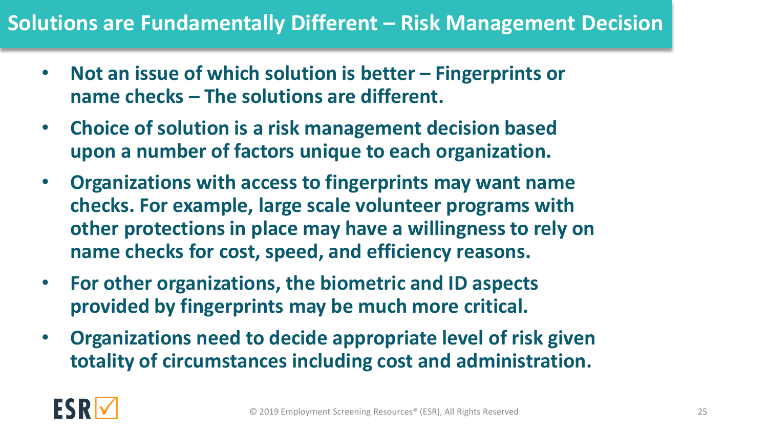# Solutions are Fundamentally Different – Risk Management Decision

- **Not an issue of which solution is better – Fingerprints or name checks – The solutions are different.**
- **Choice of solution is a risk management decision based upon a number of factors unique to each organization.**
- **Organizations with access to fingerprints may want name checks. For example, large scale volunteer programs with other protections in place may have a willingness to rely on name checks for cost, speed, and efficiency reasons.**
- **For other organizations, the biometric and ID aspects provided by fingerprints may be much more critical.**
- **Organizations need to decide appropriate level of risk given totality of circumstances including cost and administration.**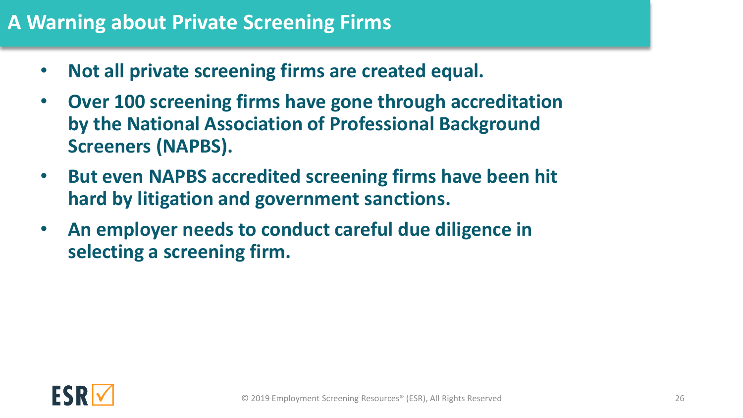## A Warning about Private Screening Firms

- **Not all private screening firms are created equal.**
- **Over 100 screening firms have gone through accreditation by the National Association of Professional Background Screeners (NAPBS).**
- **But even NAPBS accredited screening firms have been hit hard by litigation and government sanctions.**
- **An employer needs to conduct careful due diligence in selecting a screening firm.**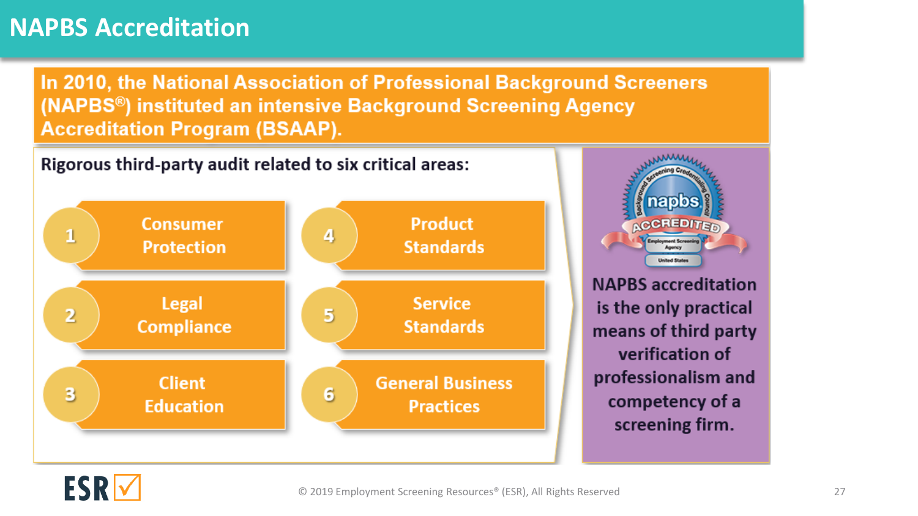# NAPBS Accreditation

**In 2010, the National Association of Professional Background Screeners (NAPBS®) instituted an intensive Background Screening Agency Accreditation Program (BSAAP).**

**Rigorous third-party audit related to six critical areas:**

1. Consumer Protection
2. Legal Compliance
3. Client Education
4. Product Standards
5. Service Standards
6. General Business Practices

NAPBS accreditation is the only practical means of third party verification of professionalism and competency of a screening firm.

© 2019 Employment Screening Resources® (ESR), All Rights Reserved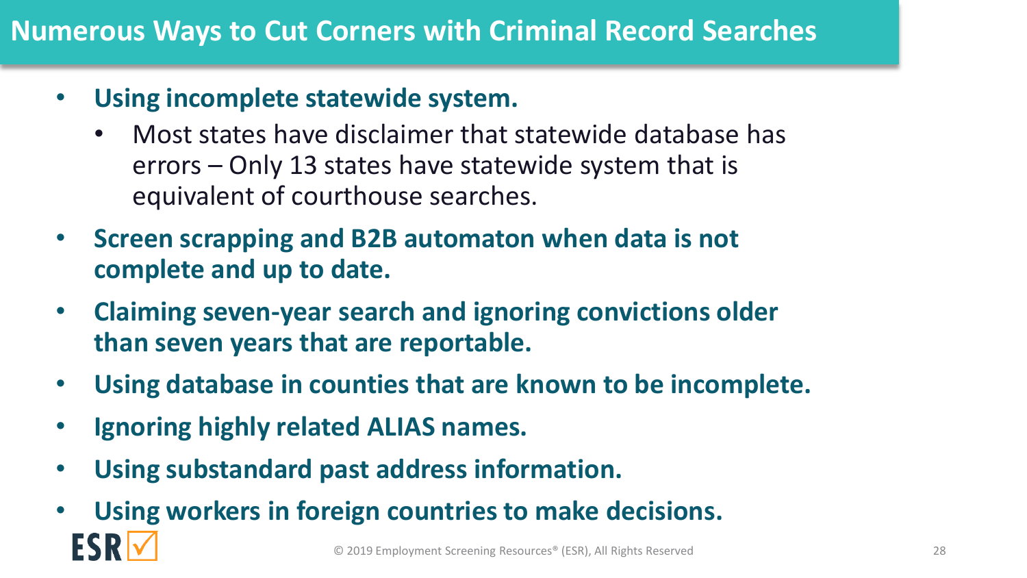# Numerous Ways to Cut Corners with Criminal Record Searches

- **Using incomplete statewide system.**
  - Most states have disclaimer that statewide database has errors – Only 13 states have statewide system that is equivalent of courthouse searches.
- **Screen scrapping and B2B automaton when data is not complete and up to date.**
- **Claiming seven-year search and ignoring convictions older than seven years that are reportable.**
- **Using database in counties that are known to be incomplete.**
- **Ignoring highly related ALIAS names.**
- **Using substandard past address information.**
- **Using workers in foreign countries to make decisions.**

ESR

© 2019 Employment Screening Resources® (ESR), All Rights Reserved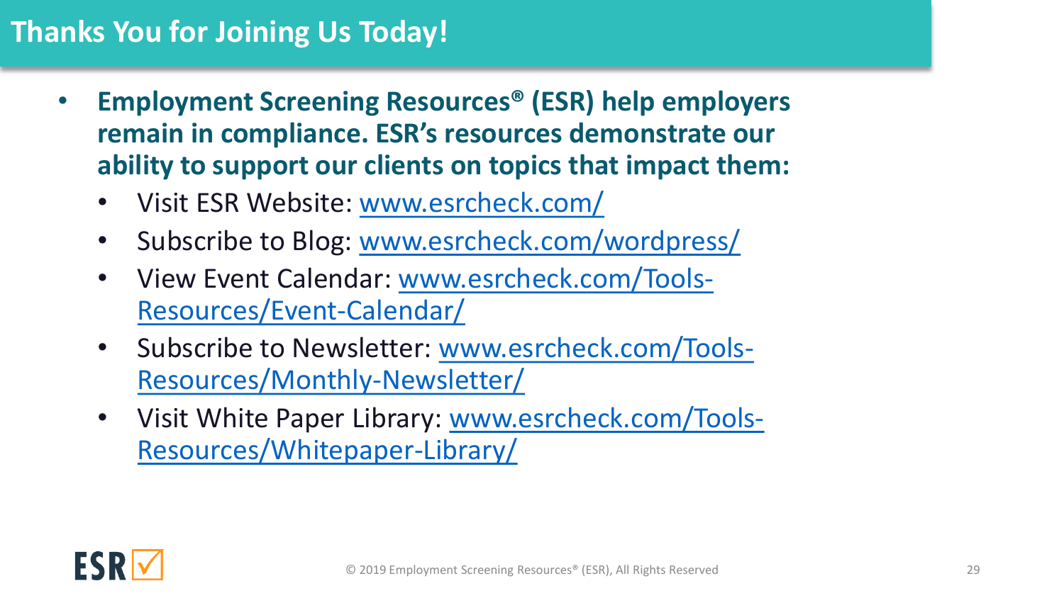# Thanks You for Joining Us Today!

- **Employment Screening Resources® (ESR) help employers remain in compliance. ESR's resources demonstrate our ability to support our clients on topics that impact them:**
  - Visit ESR Website: www.esrcheck.com/
  - Subscribe to Blog: www.esrcheck.com/wordpress/
  - View Event Calendar: www.esrcheck.com/Tools-Resources/Event-Calendar/
  - Subscribe to Newsletter: www.esrcheck.com/Tools-Resources/Monthly-Newsletter/
  - Visit White Paper Library: www.esrcheck.com/Tools-Resources/Whitepaper-Library/

ESR

© 2019 Employment Screening Resources® (ESR), All Rights Reserved